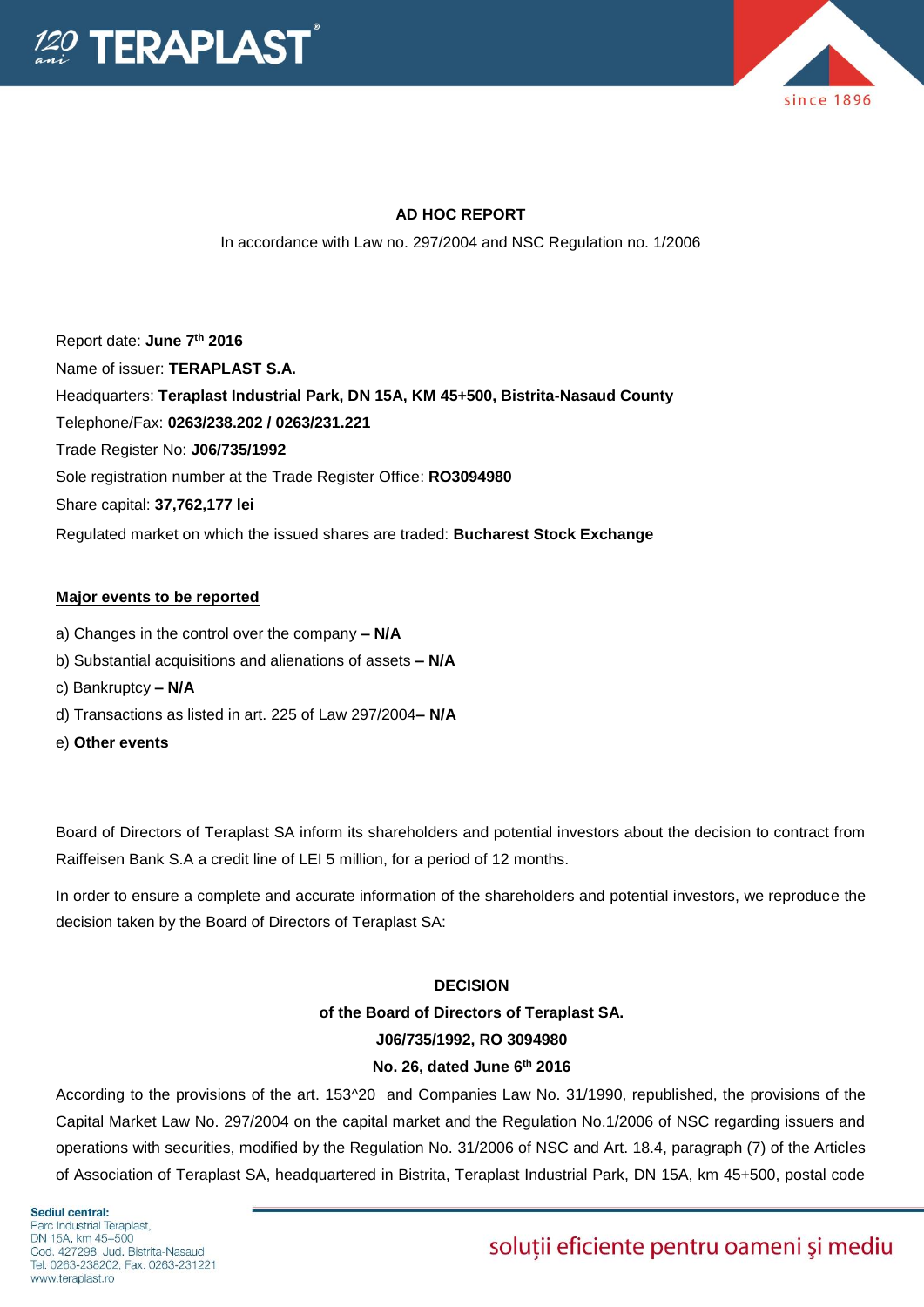**AD HOC REPORT**

In accordance with Law no. 297/2004 and NSC Regulation no. 1/2006

Report date: **June 7th 2016**

Name of issuer: **TERAPLAST S.A.**

Headquarters: **Teraplast Industrial Park, DN 15A, KM 45+500, Bistrita-Nasaud County**

Telephone/Fax: **0263/238.202 / 0263/231.221**

Trade Register No: **J06/735/1992**

Sole registration number at the Trade Register Office: **RO3094980**

Share capital: **37,762,177 lei**

Regulated market on which the issued shares are traded: **Bucharest Stock Exchange**

**Major events to be reported**

a) Changes in the control over the company **– N/A**

b) Substantial acquisitions and alienations of assets **– N/A**

c) Bankruptcy **– N/A**

d) Transactions as listed in art. 225 of Law 297/2004**– N/A**

e) **Other events**

Board of Directors of Teraplast SA inform its shareholders and potential investors about the decision to contract from Raiffeisen Bank S.A a credit line of LEI 5 million, for a period of 12 months.

In order to ensure a complete and accurate information of the shareholders and potential investors, we reproduce the decision taken by the Board of Directors of Teraplast SA:

**DECISION**

**of the Board of Directors of Teraplast SA.**

**J06/735/1992, RO 3094980**

**No. 26, dated June 6th 2016**

According to the provisions of the art. 153^20 and Companies Law No. 31/1990, republished, the provisions of the Capital Market Law No. 297/2004 on the capital market and the Regulation No.1/2006 of NSC regarding issuers and operations with securities, modified by the Regulation No. 31/2006 of NSC and Art. 18.4, paragraph (7) of the Articles of Association of Teraplast SA, headquartered in Bistrita, Teraplast Industrial Park, DN 15A, km 45+500, postal code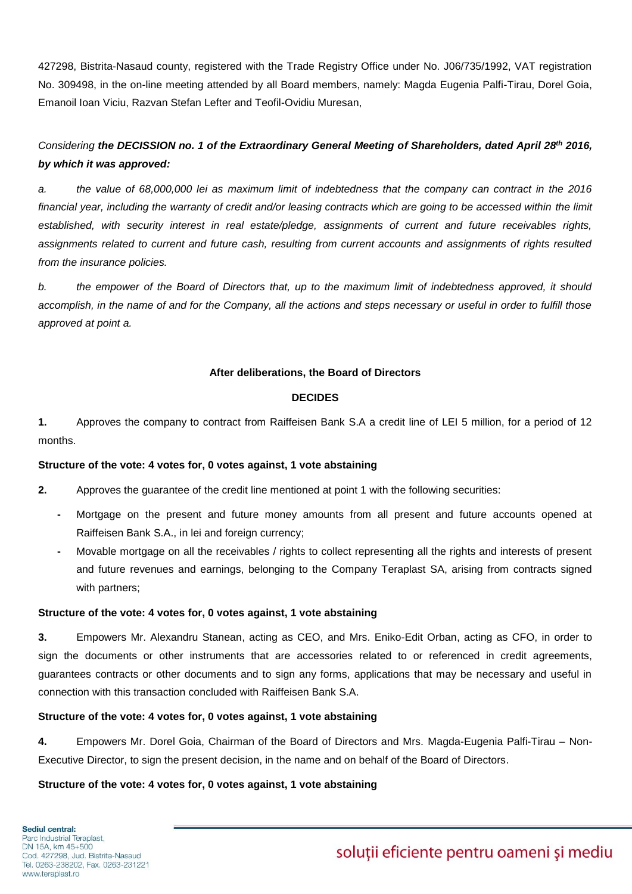427298, Bistrita-Nasaud county, registered with the Trade Registry Office under No. J06/735/1992, VAT registration No. 309498, in the on-line meeting attended by all Board members, namely: Magda Eugenia Palfi-Tirau, Dorel Goia, Emanoil Ioan Viciu, Razvan Stefan Lefter and Teofil-Ovidiu Muresan,

*Considering **the DECISSION no. 1 of the Extraordinary General Meeting of Shareholders, dated April 28th 2016, by which it was approved:***

*a. the value of 68,000,000 lei as maximum limit of indebtedness that the company can contract in the 2016 financial year, including the warranty of credit and/or leasing contracts which are going to be accessed within the limit established, with security interest in real estate/pledge, assignments of current and future receivables rights, assignments related to current and future cash, resulting from current accounts and assignments of rights resulted from the insurance policies.*

*b. the empower of the Board of Directors that, up to the maximum limit of indebtedness approved, it should accomplish, in the name of and for the Company, all the actions and steps necessary or useful in order to fulfill those approved at point a.*

**After deliberations, the Board of Directors**

**DECIDES**

**1.** Approves the company to contract from Raiffeisen Bank S.A a credit line of LEI 5 million, for a period of 12 months.

**Structure of the vote: 4 votes for, 0 votes against, 1 vote abstaining**

**2.** Approves the guarantee of the credit line mentioned at point 1 with the following securities:

- Mortgage on the present and future money amounts from all present and future accounts opened at Raiffeisen Bank S.A., in lei and foreign currency;
- Movable mortgage on all the receivables / rights to collect representing all the rights and interests of present and future revenues and earnings, belonging to the Company Teraplast SA, arising from contracts signed with partners;

**Structure of the vote: 4 votes for, 0 votes against, 1 vote abstaining**

**3.** Empowers Mr. Alexandru Stanean, acting as CEO, and Mrs. Eniko-Edit Orban, acting as CFO, in order to sign the documents or other instruments that are accessories related to or referenced in credit agreements, guarantees contracts or other documents and to sign any forms, applications that may be necessary and useful in connection with this transaction concluded with Raiffeisen Bank S.A.

**Structure of the vote: 4 votes for, 0 votes against, 1 vote abstaining**

**4.** Empowers Mr. Dorel Goia, Chairman of the Board of Directors and Mrs. Magda-Eugenia Palfi-Tirau – Non-Executive Director, to sign the present decision, in the name and on behalf of the Board of Directors.

**Structure of the vote: 4 votes for, 0 votes against, 1 vote abstaining**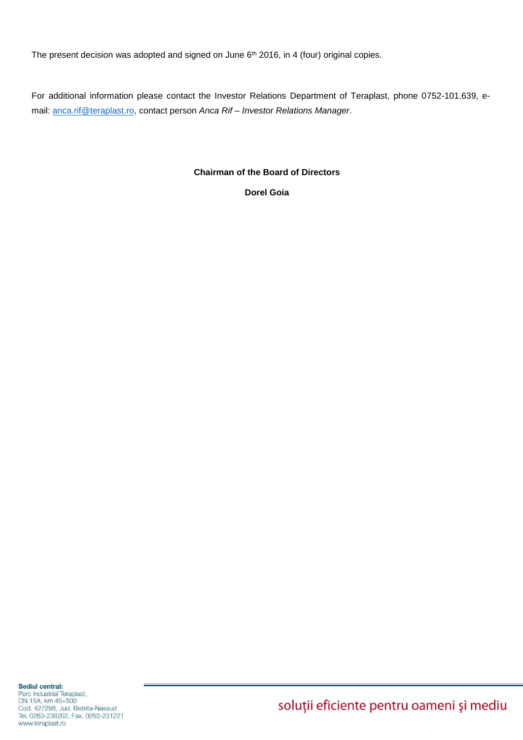The present decision was adopted and signed on June 6th 2016, in 4 (four) original copies.

For additional information please contact the Investor Relations Department of Teraplast, phone 0752-101.639, e-mail: anca.rif@teraplast.ro, contact person *Anca Rif – Investor Relations Manager*.

**Chairman of the Board of Directors**

**Dorel Goia**